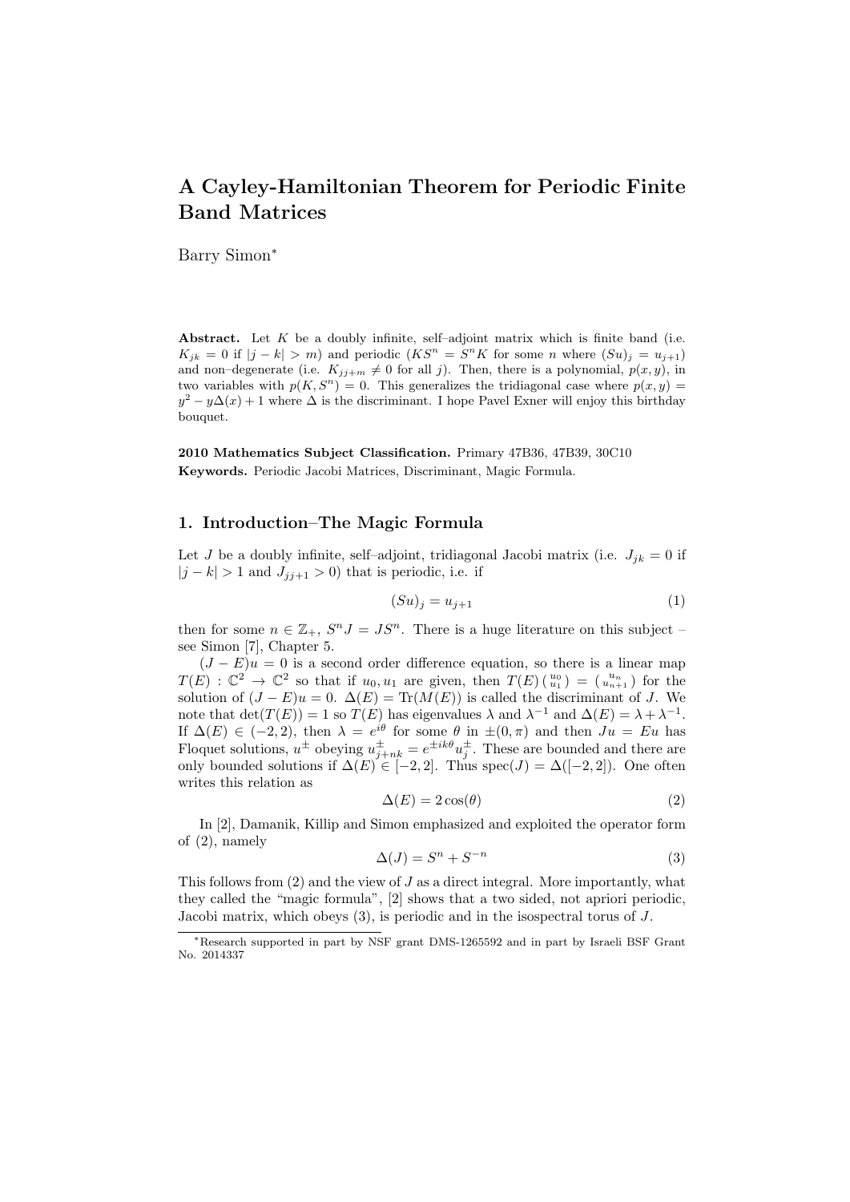# A Cayley-Hamiltonian Theorem for Periodic Finite Band Matrices

Barry Simon*

**Abstract.** Let $K$ be a doubly infinite, self–adjoint matrix which is finite band (i.e. $K_{jk} = 0$ if $|j-k| > m$) and periodic ($KS^n = S^nK$ for some $n$ where $(Su)_j = u_{j+1}$) and non–degenerate (i.e. $K_{jj+m} \neq 0$ for all $j$). Then, there is a polynomial, $p(x,y)$, in two variables with $p(K, S^n) = 0$. This generalizes the tridiagonal case where $p(x,y) = y^2 - y\Delta(x) + 1$ where $\Delta$ is the discriminant. I hope Pavel Exner will enjoy this birthday bouquet.

**2010 Mathematics Subject Classification.** Primary 47B36, 47B39, 30C10

**Keywords.** Periodic Jacobi Matrices, Discriminant, Magic Formula.

## 1. Introduction–The Magic Formula

Let $J$ be a doubly infinite, self–adjoint, tridiagonal Jacobi matrix (i.e. $J_{jk} = 0$ if $|j-k| > 1$ and $J_{jj+1} > 0$) that is periodic, i.e. if

$$(Su)_j = u_{j+1} \tag{1}$$

then for some $n \in \mathbb{Z}_+$, $S^nJ = JS^n$. There is a huge literature on this subject – see Simon [7], Chapter 5.

$(J-E)u = 0$ is a second order difference equation, so there is a linear map $T(E) : \mathbb{C}^2 \to \mathbb{C}^2$ so that if $u_0, u_1$ are given, then $T(E)\left(\begin{smallmatrix} u_0 \\ u_1 \end{smallmatrix}\right) = \left(\begin{smallmatrix} u_n \\ u_{n+1} \end{smallmatrix}\right)$ for the solution of $(J-E)u = 0$. $\Delta(E) = \mathrm{Tr}(M(E))$ is called the discriminant of $J$. We note that $\det(T(E)) = 1$ so $T(E)$ has eigenvalues $\lambda$ and $\lambda^{-1}$ and $\Delta(E) = \lambda + \lambda^{-1}$. If $\Delta(E) \in (-2,2)$, then $\lambda = e^{i\theta}$ for some $\theta$ in $\pm(0,\pi)$ and then $Ju = Eu$ has Floquet solutions, $u^{\pm}$ obeying $u^{\pm}_{j+nk} = e^{\pm ik\theta}u^{\pm}_j$. These are bounded and there are only bounded solutions if $\Delta(E) \in [-2,2]$. Thus $\mathrm{spec}(J) = \Delta([-2,2])$. One often writes this relation as

$$\Delta(E) = 2\cos(\theta) \tag{2}$$

In [2], Damanik, Killip and Simon emphasized and exploited the operator form of (2), namely

$$\Delta(J) = S^n + S^{-n} \tag{3}$$

This follows from (2) and the view of $J$ as a direct integral. More importantly, what they called the "magic formula", [2] shows that a two sided, not apriori periodic, Jacobi matrix, which obeys (3), is periodic and in the isospectral torus of $J$.

*Research supported in part by NSF grant DMS-1265592 and in part by Israeli BSF Grant No. 2014337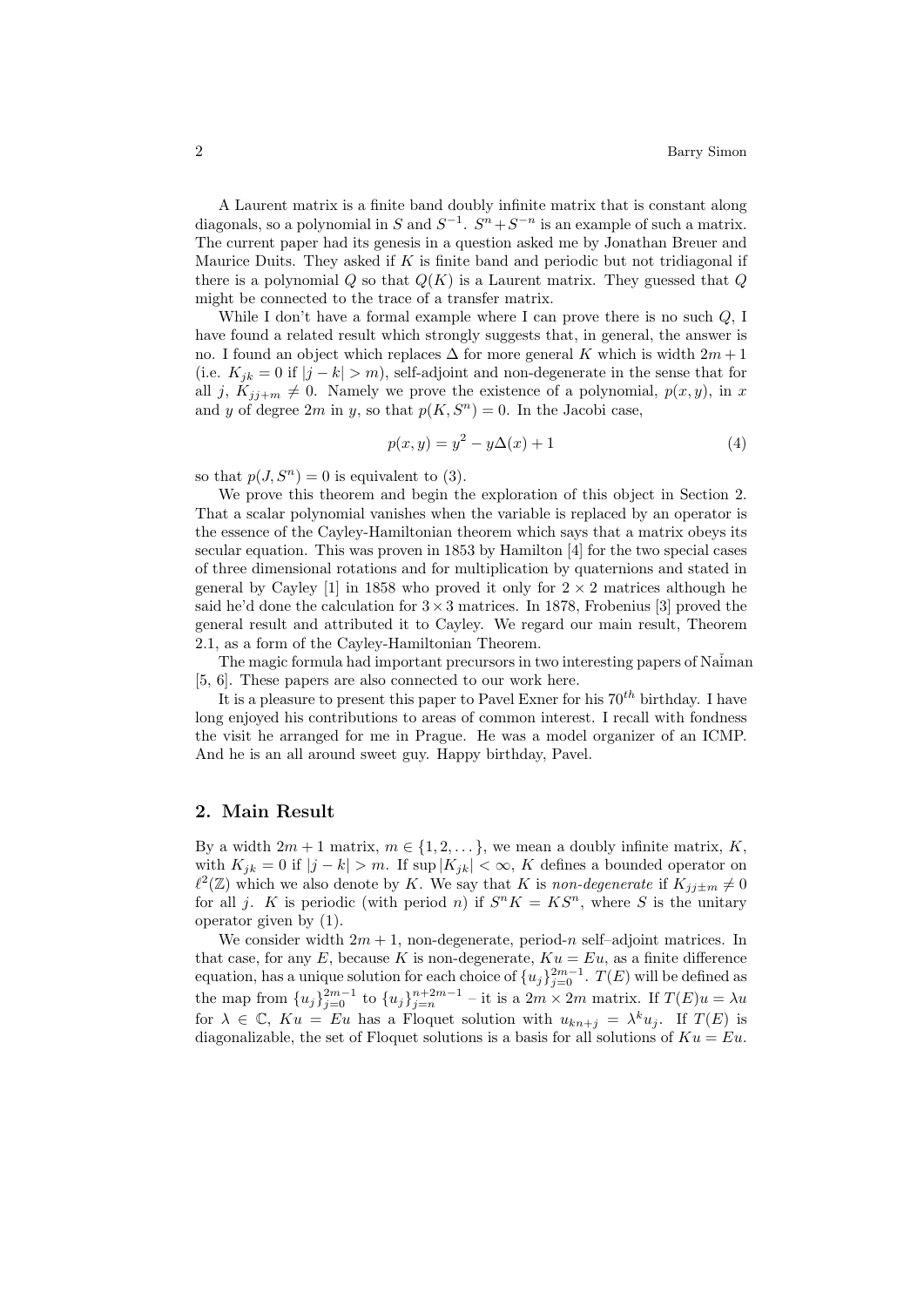A Laurent matrix is a finite band doubly infinite matrix that is constant along diagonals, so a polynomial in $S$ and $S^{-1}$. $S^n + S^{-n}$ is an example of such a matrix. The current paper had its genesis in a question asked me by Jonathan Breuer and Maurice Duits. They asked if $K$ is finite band and periodic but not tridiagonal if there is a polynomial $Q$ so that $Q(K)$ is a Laurent matrix. They guessed that $Q$ might be connected to the trace of a transfer matrix.

While I don't have a formal example where I can prove there is no such $Q$, I have found a related result which strongly suggests that, in general, the answer is no. I found an object which replaces $\Delta$ for more general $K$ which is width $2m+1$ (i.e. $K_{jk} = 0$ if $|j-k| > m$), self-adjoint and non-degenerate in the sense that for all $j$, $K_{jj+m} \neq 0$. Namely we prove the existence of a polynomial, $p(x,y)$, in $x$ and $y$ of degree $2m$ in $y$, so that $p(K, S^n) = 0$. In the Jacobi case,

$$p(x,y) = y^2 - y\Delta(x) + 1 \tag{4}$$

so that $p(J, S^n) = 0$ is equivalent to (3).

We prove this theorem and begin the exploration of this object in Section 2. That a scalar polynomial vanishes when the variable is replaced by an operator is the essence of the Cayley-Hamiltonian theorem which says that a matrix obeys its secular equation. This was proven in 1853 by Hamilton [4] for the two special cases of three dimensional rotations and for multiplication by quaternions and stated in general by Cayley [1] in 1858 who proved it only for $2 \times 2$ matrices although he said he'd done the calculation for $3 \times 3$ matrices. In 1878, Frobenius [3] proved the general result and attributed it to Cayley. We regard our main result, Theorem 2.1, as a form of the Cayley-Hamiltonian Theorem.

The magic formula had important precursors in two interesting papers of Naǐman [5, 6]. These papers are also connected to our work here.

It is a pleasure to present this paper to Pavel Exner for his $70^{th}$ birthday. I have long enjoyed his contributions to areas of common interest. I recall with fondness the visit he arranged for me in Prague. He was a model organizer of an ICMP. And he is an all around sweet guy. Happy birthday, Pavel.

## 2. Main Result

By a width $2m+1$ matrix, $m \in \{1, 2, \dots\}$, we mean a doubly infinite matrix, $K$, with $K_{jk} = 0$ if $|j-k| > m$. If $\sup |K_{jk}| < \infty$, $K$ defines a bounded operator on $\ell^2(\mathbb{Z})$ which we also denote by $K$. We say that $K$ is *non-degenerate* if $K_{jj\pm m} \neq 0$ for all $j$. $K$ is periodic (with period $n$) if $S^n K = K S^n$, where $S$ is the unitary operator given by (1).

We consider width $2m+1$, non-degenerate, period-$n$ self–adjoint matrices. In that case, for any $E$, because $K$ is non-degenerate, $Ku = Eu$, as a finite difference equation, has a unique solution for each choice of $\{u_j\}_{j=0}^{2m-1}$. $T(E)$ will be defined as the map from $\{u_j\}_{j=0}^{2m-1}$ to $\{u_j\}_{j=n}^{n+2m-1}$ – it is a $2m \times 2m$ matrix. If $T(E)u = \lambda u$ for $\lambda \in \mathbb{C}$, $Ku = Eu$ has a Floquet solution with $u_{kn+j} = \lambda^k u_j$. If $T(E)$ is diagonalizable, the set of Floquet solutions is a basis for all solutions of $Ku = Eu$.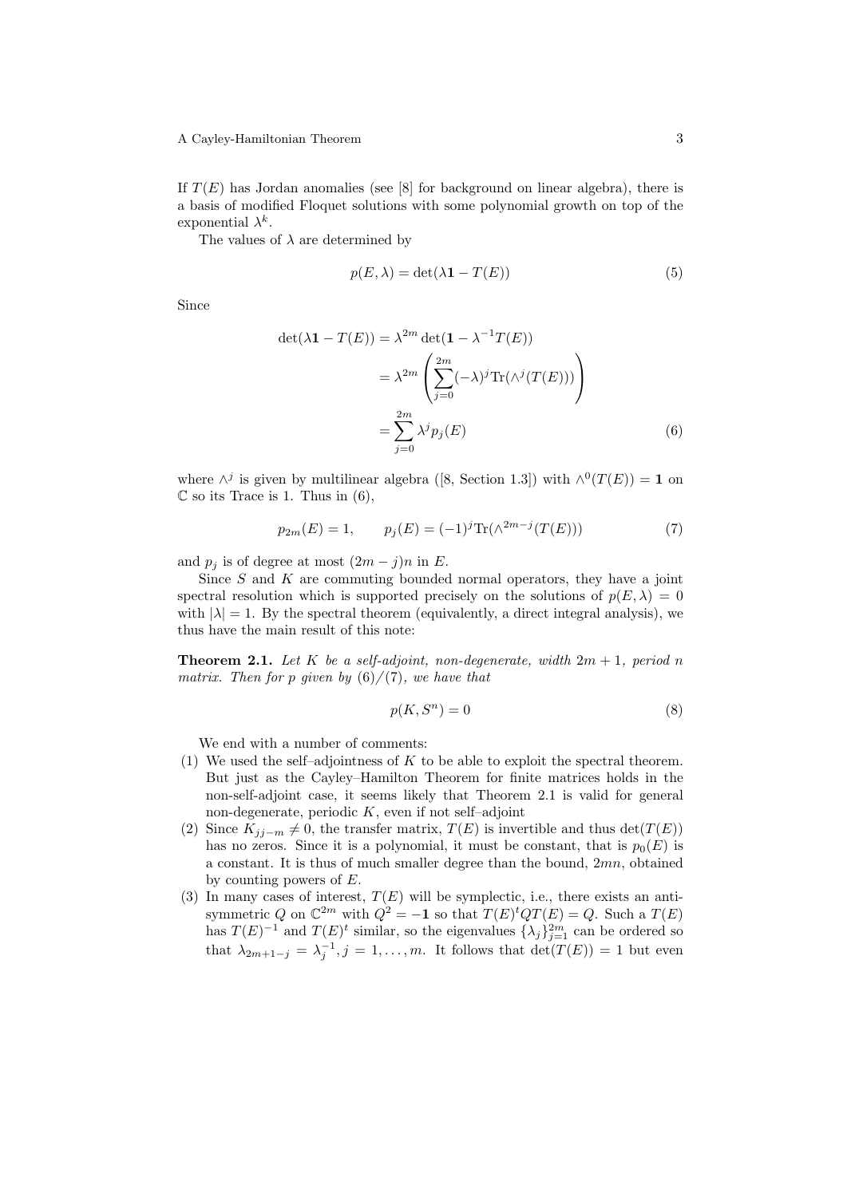If $T(E)$ has Jordan anomalies (see [8] for background on linear algebra), there is a basis of modified Floquet solutions with some polynomial growth on top of the exponential $\lambda^k$.

The values of $\lambda$ are determined by

$$p(E,\lambda) = \det(\lambda \mathbf{1} - T(E)) \tag{5}$$

Since

$$\begin{aligned}
\det(\lambda \mathbf{1} - T(E)) &= \lambda^{2m} \det(\mathbf{1} - \lambda^{-1} T(E)) \\
&= \lambda^{2m} \left( \sum_{j=0}^{2m} (-\lambda)^j \mathrm{Tr}(\wedge^j (T(E))) \right) \\
&= \sum_{j=0}^{2m} \lambda^j p_j(E)
\end{aligned} \tag{6}$$

where $\wedge^j$ is given by multilinear algebra ([8, Section 1.3]) with $\wedge^0(T(E)) = \mathbf{1}$ on $\mathbb{C}$ so its Trace is 1. Thus in (6),

$$p_{2m}(E) = 1, \qquad p_j(E) = (-1)^j \mathrm{Tr}(\wedge^{2m-j}(T(E))) \tag{7}$$

and $p_j$ is of degree at most $(2m-j)n$ in $E$.

Since $S$ and $K$ are commuting bounded normal operators, they have a joint spectral resolution which is supported precisely on the solutions of $p(E,\lambda) = 0$ with $|\lambda| = 1$. By the spectral theorem (equivalently, a direct integral analysis), we thus have the main result of this note:

**Theorem 2.1.** *Let $K$ be a self-adjoint, non-degenerate, width $2m+1$, period $n$ matrix. Then for $p$ given by (6)/(7), we have that*

$$p(K, S^n) = 0 \tag{8}$$

We end with a number of comments:

(1) We used the self–adjointness of $K$ to be able to exploit the spectral theorem. But just as the Cayley–Hamilton Theorem for finite matrices holds in the non-self-adjoint case, it seems likely that Theorem 2.1 is valid for general non-degenerate, periodic $K$, even if not self–adjoint

(2) Since $K_{j\,j-m} \neq 0$, the transfer matrix, $T(E)$ is invertible and thus $\det(T(E))$ has no zeros. Since it is a polynomial, it must be constant, that is $p_0(E)$ is a constant. It is thus of much smaller degree than the bound, $2mn$, obtained by counting powers of $E$.

(3) In many cases of interest, $T(E)$ will be symplectic, i.e., there exists an anti-symmetric $Q$ on $\mathbb{C}^{2m}$ with $Q^2 = -\mathbf{1}$ so that $T(E)^t Q T(E) = Q$. Such a $T(E)$ has $T(E)^{-1}$ and $T(E)^t$ similar, so the eigenvalues $\{\lambda_j\}_{j=1}^{2m}$ can be ordered so that $\lambda_{2m+1-j} = \lambda_j^{-1}, j = 1, \ldots, m$. It follows that $\det(T(E)) = 1$ but even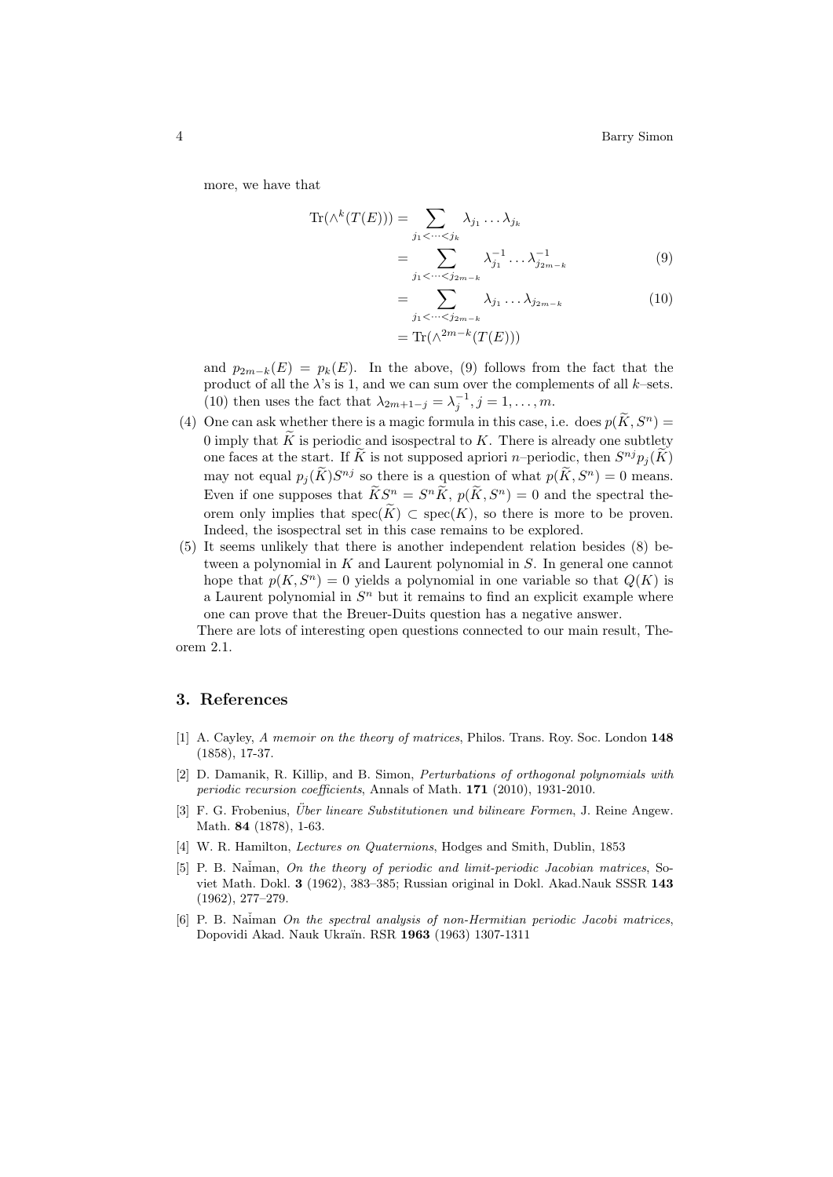more, we have that

$$
\begin{aligned}
\mathrm{Tr}(\wedge^k(T(E))) &= \sum_{j_1<\cdots<j_k} \lambda_{j_1}\dots\lambda_{j_k} \\
&= \sum_{j_1<\cdots<j_{2m-k}} \lambda_{j_1}^{-1}\dots\lambda_{j_{2m-k}}^{-1} \qquad (9) \\
&= \sum_{j_1<\cdots<j_{2m-k}} \lambda_{j_1}\dots\lambda_{j_{2m-k}} \qquad (10) \\
&= \mathrm{Tr}(\wedge^{2m-k}(T(E)))
\end{aligned}
$$

and $p_{2m-k}(E) = p_k(E)$. In the above, (9) follows from the fact that the product of all the $\lambda$'s is 1, and we can sum over the complements of all $k$–sets. (10) then uses the fact that $\lambda_{2m+1-j} = \lambda_j^{-1}, j = 1, \dots, m$.

(4) One can ask whether there is a magic formula in this case, i.e. does $p(\widetilde{K}, S^n) = 0$ imply that $\widetilde{K}$ is periodic and isospectral to $K$. There is already one subtlety one faces at the start. If $\widetilde{K}$ is not supposed apriori $n$–periodic, then $S^{nj}p_j(\widetilde{K})$ may not equal $p_j(\widetilde{K})S^{nj}$ so there is a question of what $p(\widetilde{K}, S^n) = 0$ means. Even if one supposes that $\widetilde{K}S^n = S^n\widetilde{K}$, $p(\widetilde{K}, S^n) = 0$ and the spectral theorem only implies that $\mathrm{spec}(\widetilde{K}) \subset \mathrm{spec}(K)$, so there is more to be proven. Indeed, the isospectral set in this case remains to be explored.

(5) It seems unlikely that there is another independent relation besides (8) between a polynomial in $K$ and Laurent polynomial in $S$. In general one cannot hope that $p(K, S^n) = 0$ yields a polynomial in one variable so that $Q(K)$ is a Laurent polynomial in $S^n$ but it remains to find an explicit example where one can prove that the Breuer-Duits question has a negative answer.

There are lots of interesting open questions connected to our main result, Theorem 2.1.

## 3. References

[1] A. Cayley, *A memoir on the theory of matrices*, Philos. Trans. Roy. Soc. London **148** (1858), 17-37.

[2] D. Damanik, R. Killip, and B. Simon, *Perturbations of orthogonal polynomials with periodic recursion coefficients*, Annals of Math. **171** (2010), 1931-2010.

[3] F. G. Frobenius, *Über lineare Substitutionen und bilineare Formen*, J. Reine Angew. Math. **84** (1878), 1-63.

[4] W. R. Hamilton, *Lectures on Quaternions*, Hodges and Smith, Dublin, 1853

[5] P. B. Naĭman, *On the theory of periodic and limit-periodic Jacobian matrices*, Soviet Math. Dokl. **3** (1962), 383–385; Russian original in Dokl. Akad.Nauk SSSR **143** (1962), 277–279.

[6] P. B. Naĭman *On the spectral analysis of non-Hermitian periodic Jacobi matrices*, Dopovidi Akad. Nauk Ukraïn. RSR **1963** (1963) 1307-1311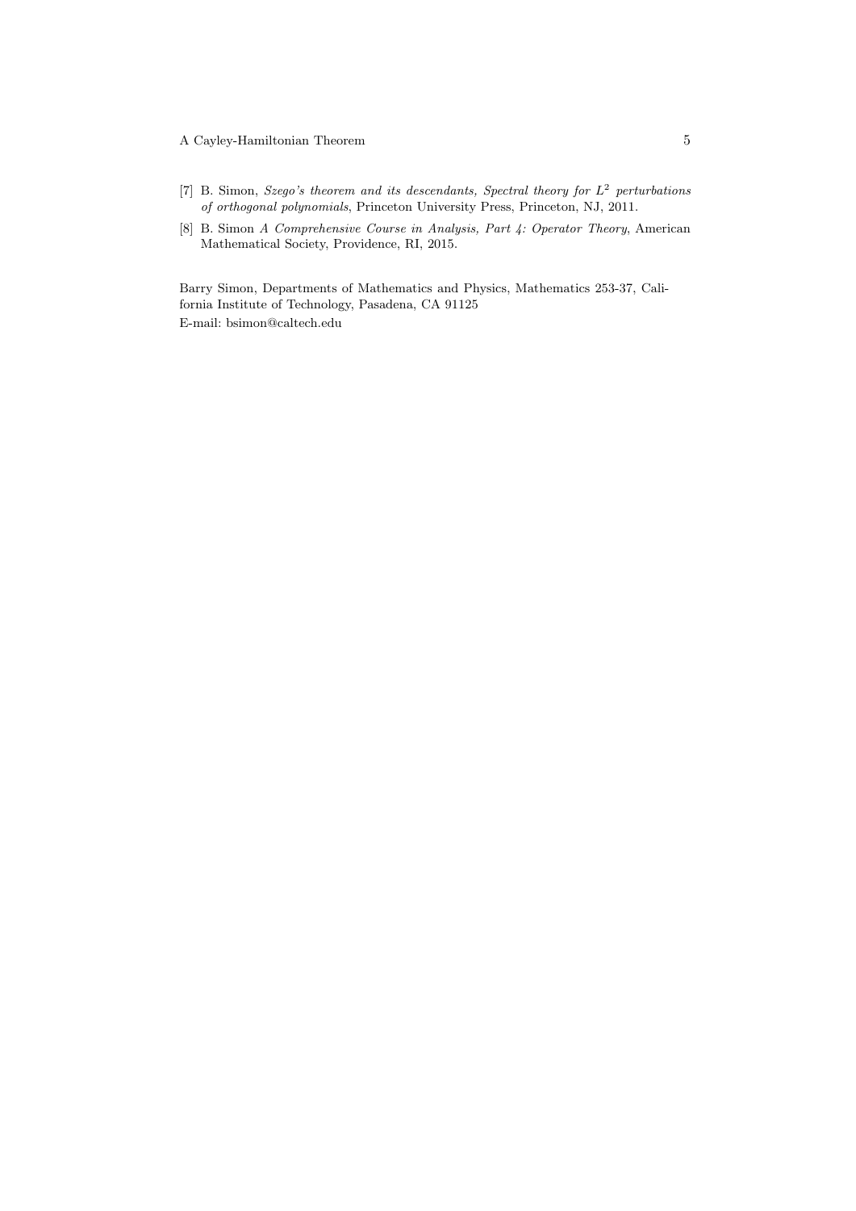[7] B. Simon, *Szego's theorem and its descendants, Spectral theory for $L^2$ perturbations of orthogonal polynomials*, Princeton University Press, Princeton, NJ, 2011.

[8] B. Simon *A Comprehensive Course in Analysis, Part 4: Operator Theory*, American Mathematical Society, Providence, RI, 2015.

Barry Simon, Departments of Mathematics and Physics, Mathematics 253-37, California Institute of Technology, Pasadena, CA 91125
E-mail: bsimon@caltech.edu